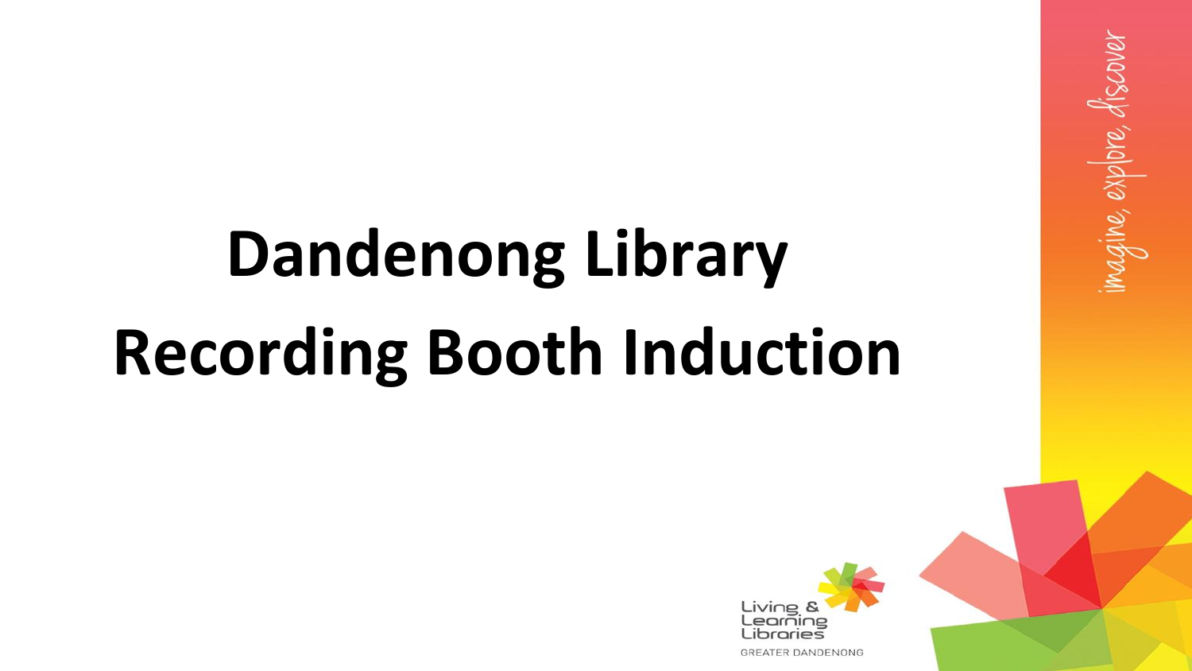# Dandenong Library Recording Booth Induction

imagine, explore, discover

Living & Learning Libraries

GREATER DANDENONG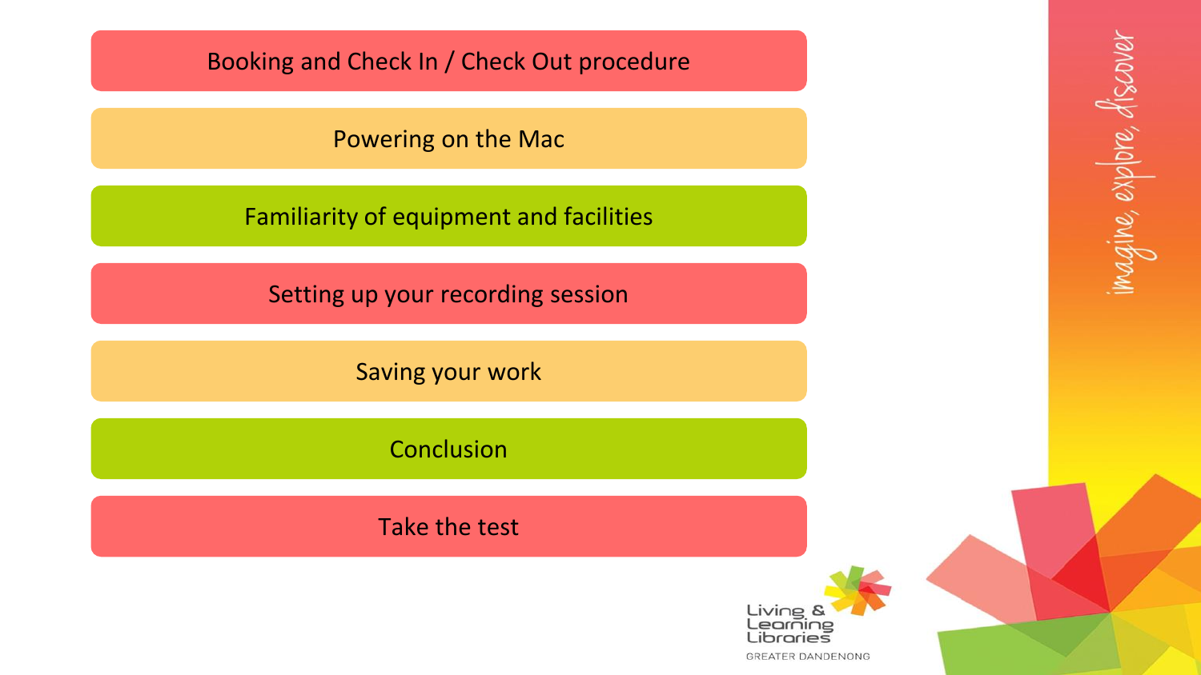- Booking and Check In / Check Out procedure
- Powering on the Mac
- Familiarity of equipment and facilities
- Setting up your recording session
- Saving your work
- Conclusion
- Take the test

imagine, explore, discover

Living & Learning Libraries
GREATER DANDENONG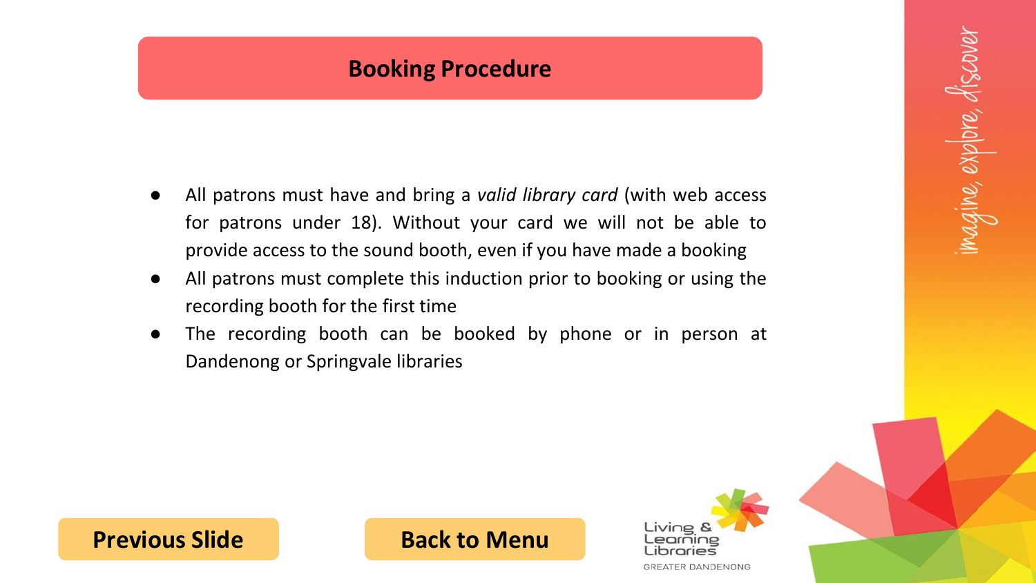# Booking Procedure

- All patrons must have and bring a *valid library card* (with web access for patrons under 18). Without your card we will not be able to provide access to the sound booth, even if you have made a booking
- All patrons must complete this induction prior to booking or using the recording booth for the first time
- The recording booth can be booked by phone or in person at Dandenong or Springvale libraries

**Previous Slide**

**Back to Menu**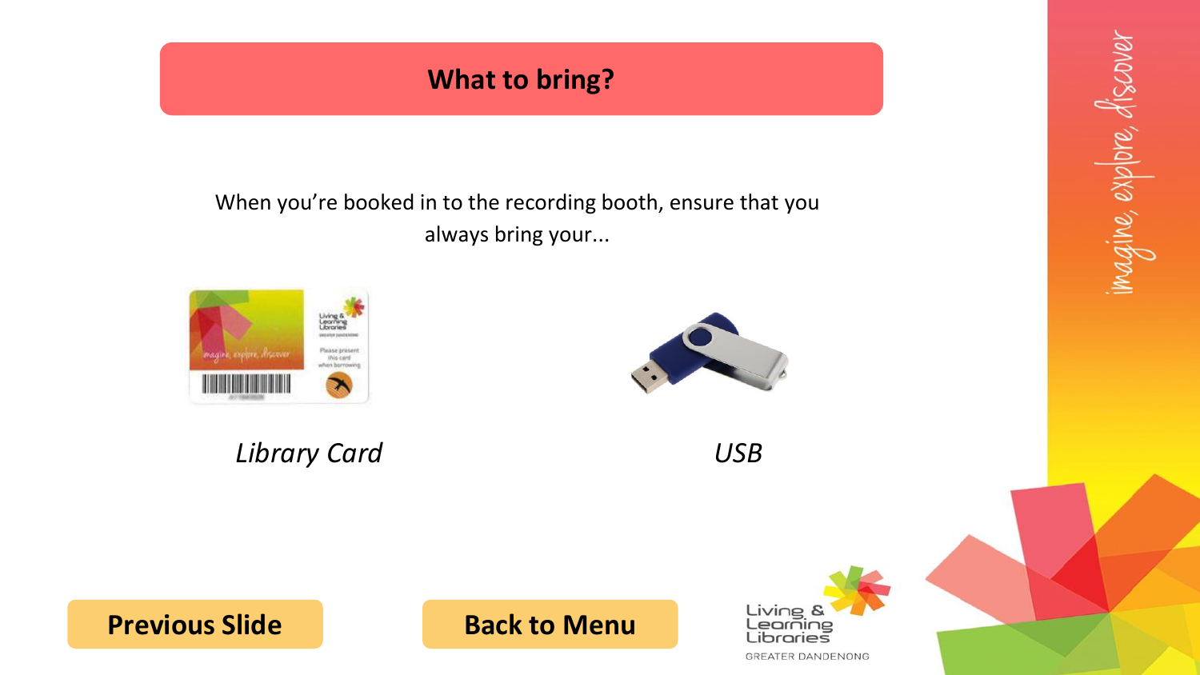# What to bring?

When you're booked in to the recording booth, ensure that you always bring your...

*Library Card*

*USB*

**Previous Slide**

**Back to Menu**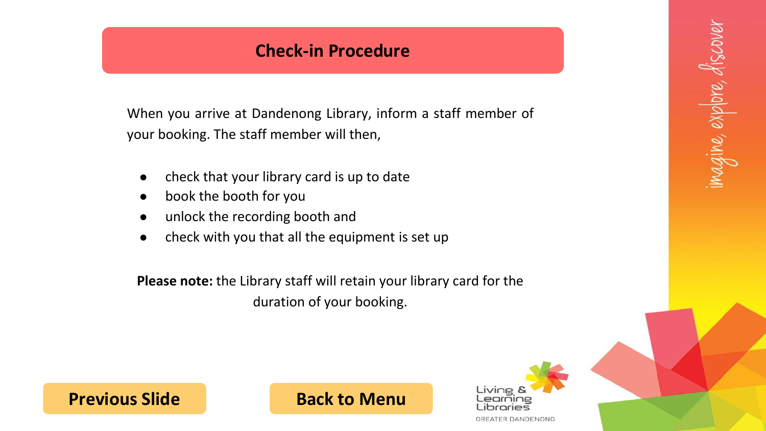# Check-in Procedure

When you arrive at Dandenong Library, inform a staff member of your booking. The staff member will then,

- check that your library card is up to date
- book the booth for you
- unlock the recording booth and
- check with you that all the equipment is set up

**Please note:** the Library staff will retain your library card for the duration of your booking.

Previous Slide

Back to Menu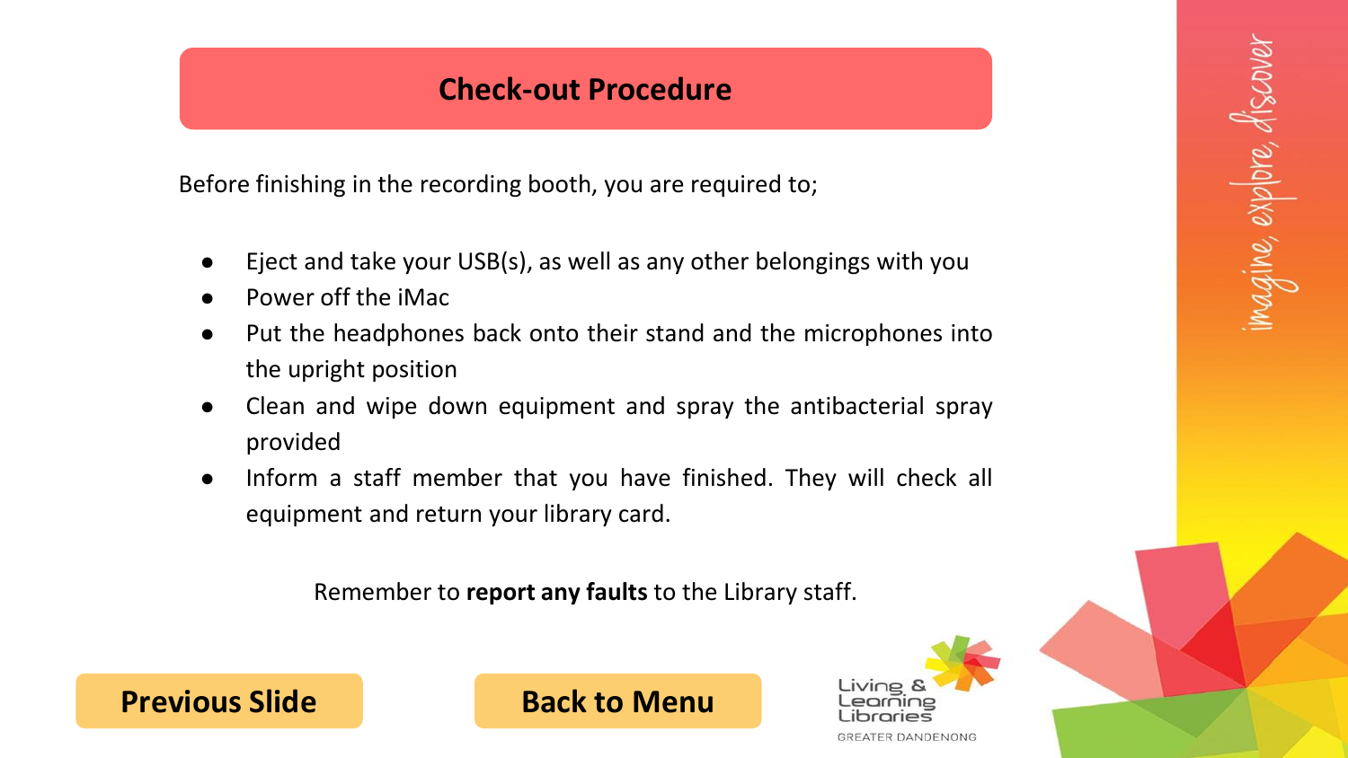## Check-out Procedure

Before finishing in the recording booth, you are required to;

- Eject and take your USB(s), as well as any other belongings with you
- Power off the iMac
- Put the headphones back onto their stand and the microphones into the upright position
- Clean and wipe down equipment and spray the antibacterial spray provided
- Inform a staff member that you have finished. They will check all equipment and return your library card.

Remember to **report any faults** to the Library staff.

**Previous Slide**

**Back to Menu**

Living & Learning Libraries
GREATER DANDENONG

imagine, explore, discover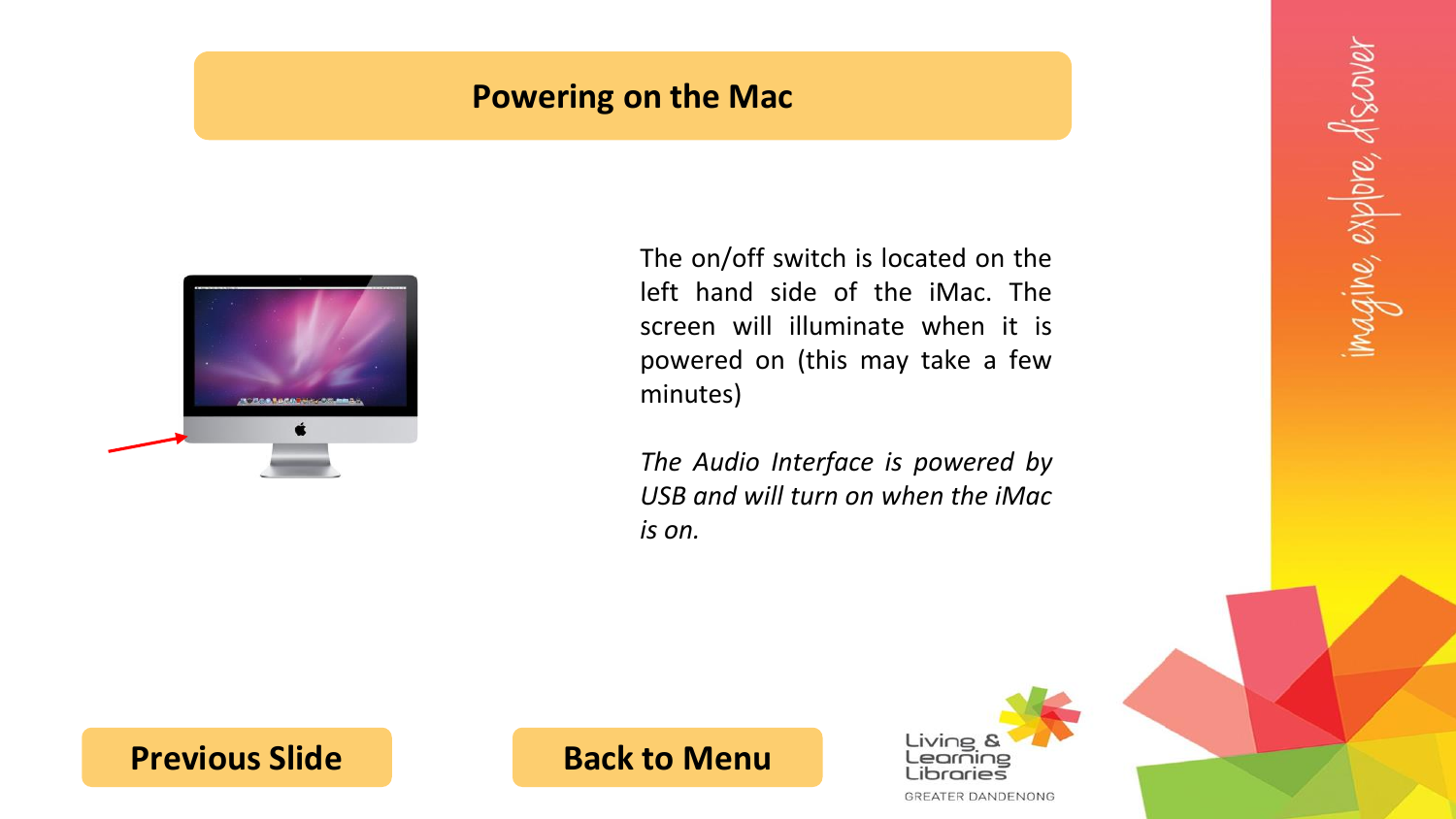# Powering on the Mac

The on/off switch is located on the left hand side of the iMac. The screen will illuminate when it is powered on (this may take a few minutes)

*The Audio Interface is powered by USB and will turn on when the iMac is on.*

**Previous Slide**

**Back to Menu**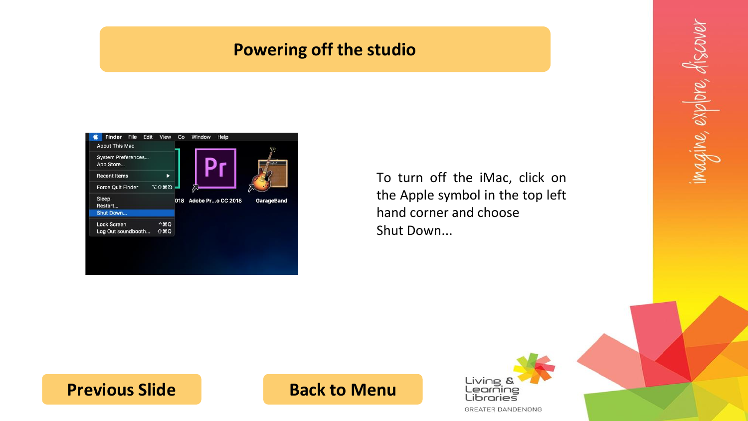# Powering off the studio

To turn off the iMac, click on the Apple symbol in the top left hand corner and choose Shut Down...

Previous Slide

Back to Menu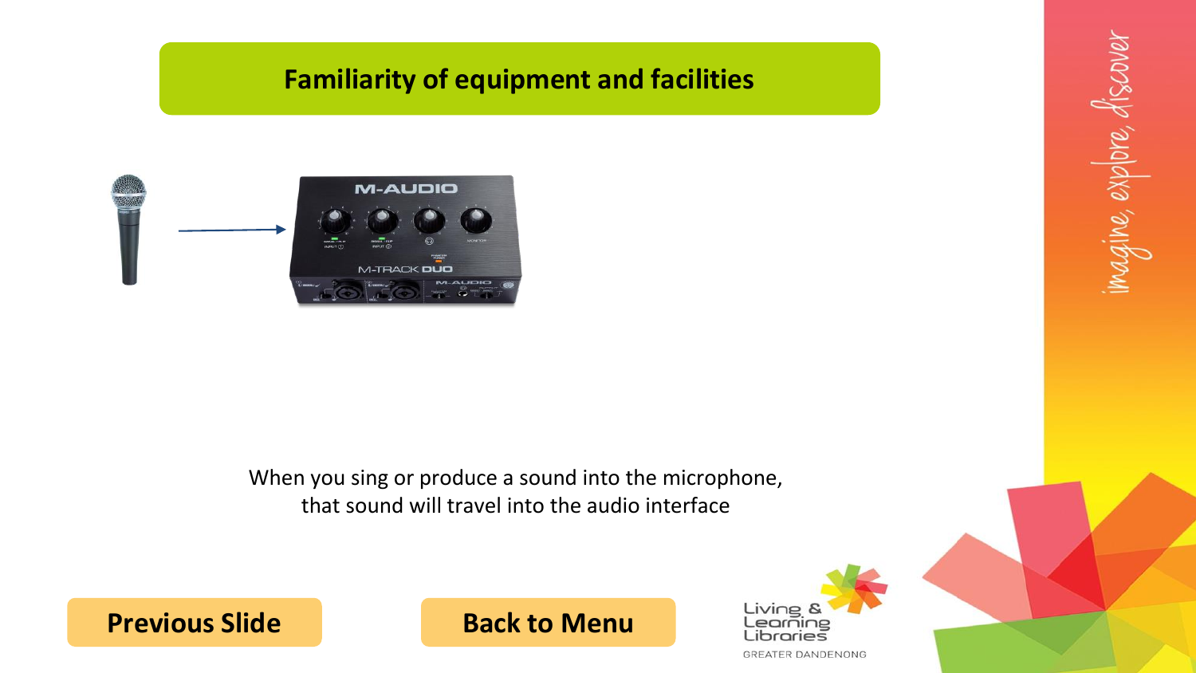# Familiarity of equipment and facilities

When you sing or produce a sound into the microphone, that sound will travel into the audio interface

Previous Slide

Back to Menu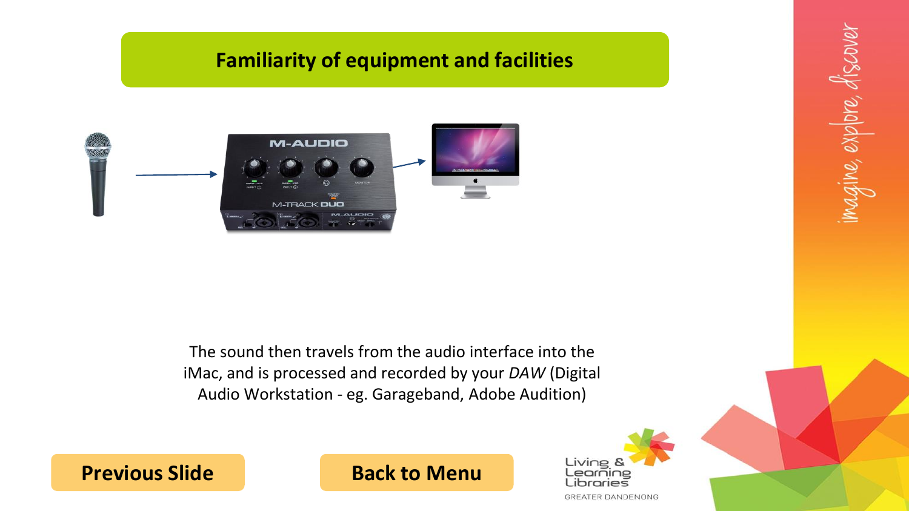## Familiarity of equipment and facilities

The sound then travels from the audio interface into the iMac, and is processed and recorded by your *DAW* (Digital Audio Workstation - eg. Garageband, Adobe Audition)

**Previous Slide**

**Back to Menu**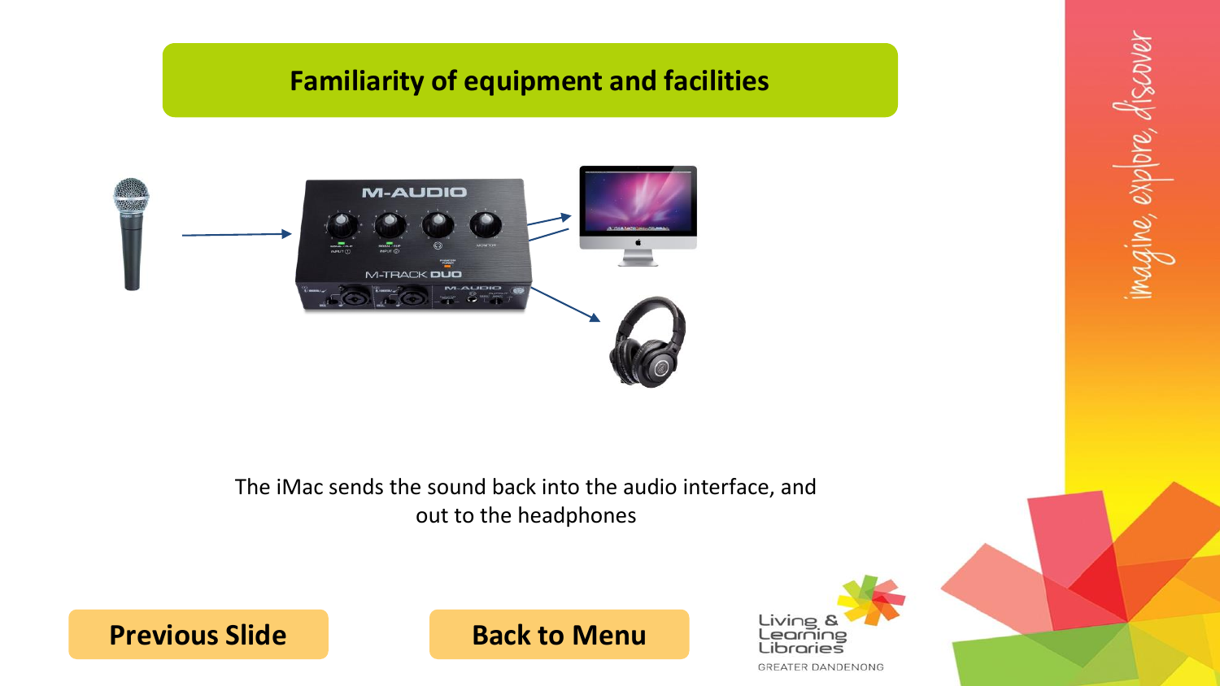# Familiarity of equipment and facilities

The iMac sends the sound back into the audio interface, and out to the headphones

**Previous Slide**

**Back to Menu**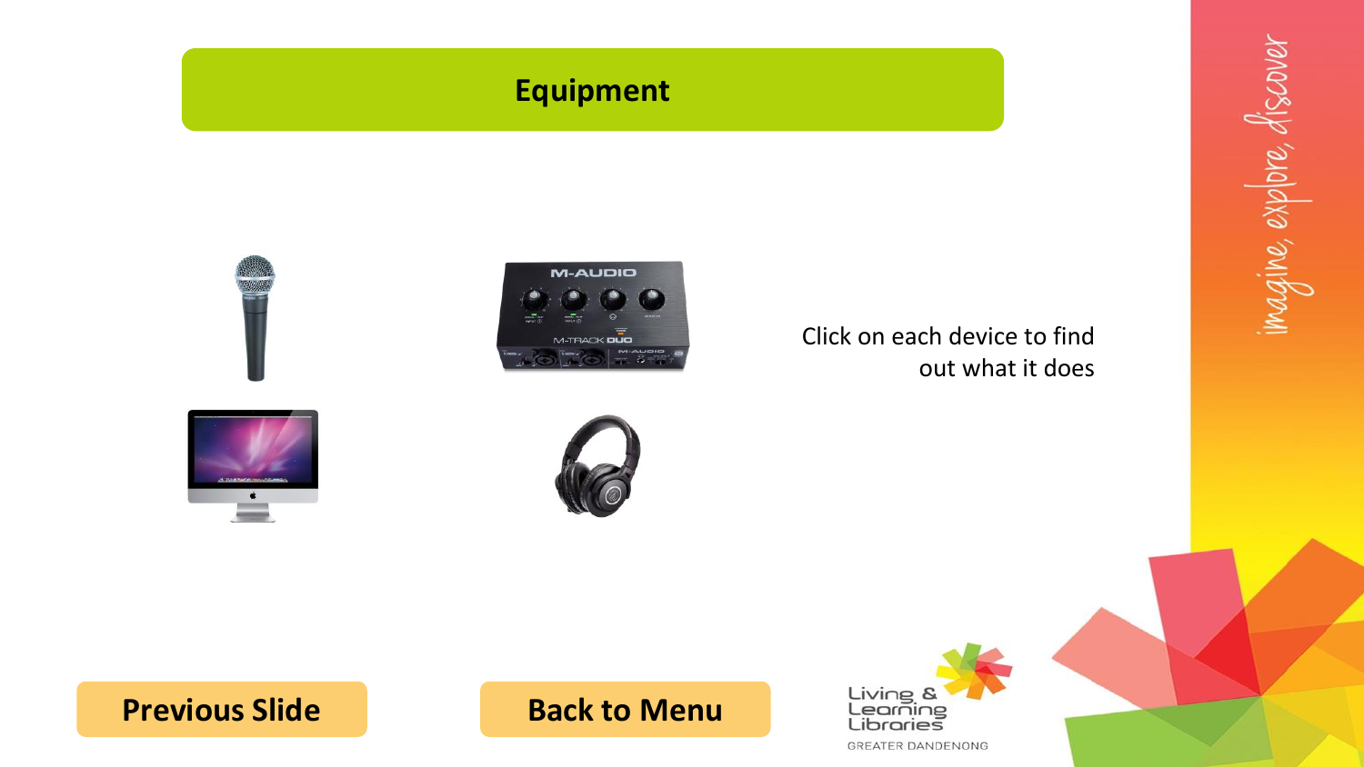# Equipment

Click on each device to find out what it does

Previous Slide

Back to Menu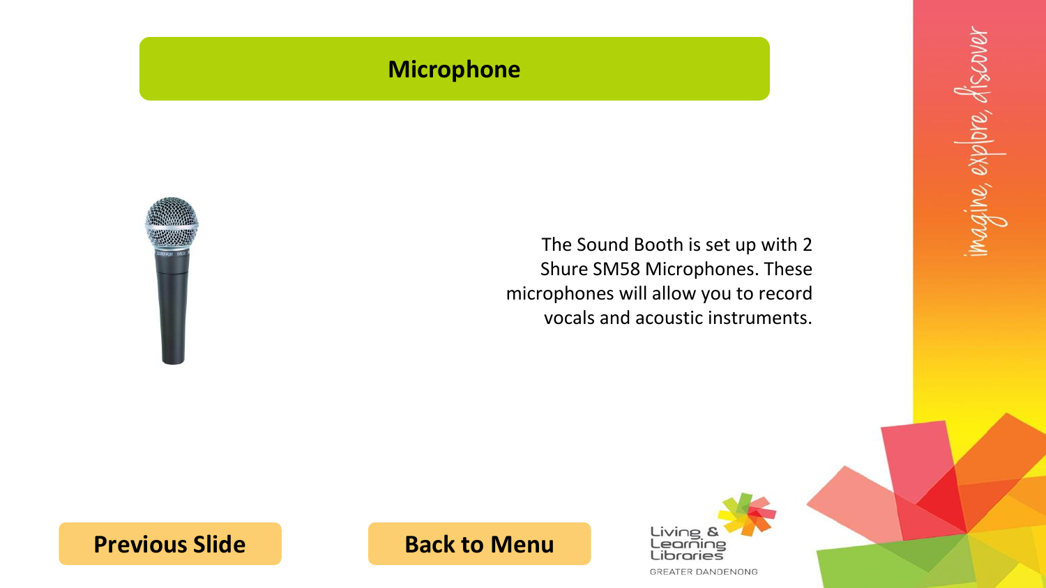# Microphone

The Sound Booth is set up with 2 Shure SM58 Microphones. These microphones will allow you to record vocals and acoustic instruments.

**Previous Slide**

**Back to Menu**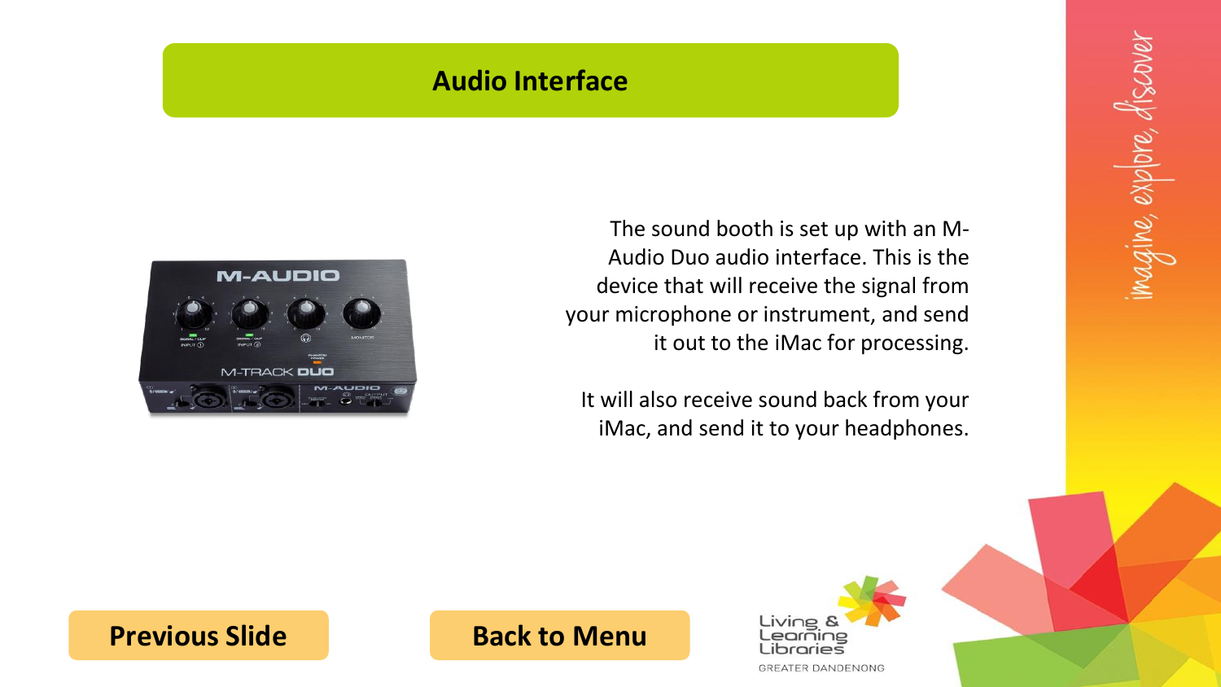# Audio Interface

The sound booth is set up with an M-Audio Duo audio interface. This is the device that will receive the signal from your microphone or instrument, and send it out to the iMac for processing.

It will also receive sound back from your iMac, and send it to your headphones.

**Previous Slide**

**Back to Menu**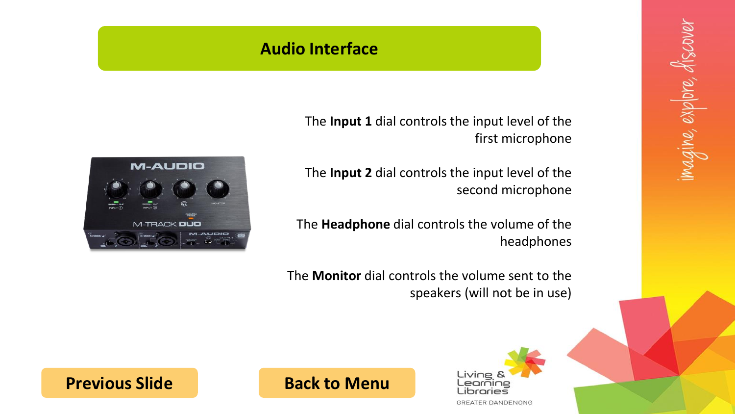# Audio Interface

The **Input 1** dial controls the input level of the first microphone

The **Input 2** dial controls the input level of the second microphone

The **Headphone** dial controls the volume of the headphones

The **Monitor** dial controls the volume sent to the speakers (will not be in use)

Previous Slide

Back to Menu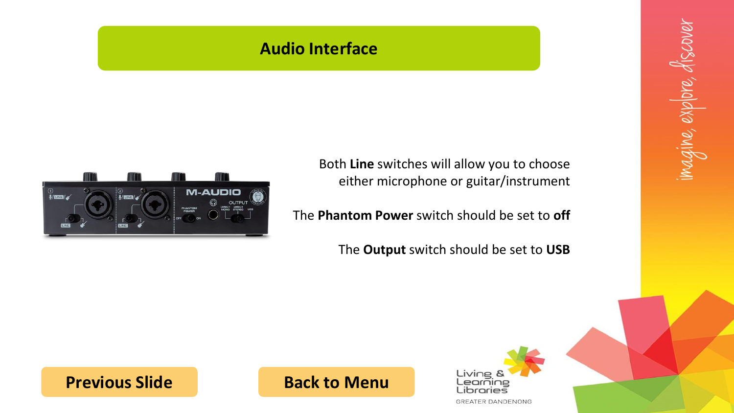# Audio Interface

Both **Line** switches will allow you to choose either microphone or guitar/instrument

The **Phantom Power** switch should be set to **off**

The **Output** switch should be set to **USB**

**Previous Slide**

**Back to Menu**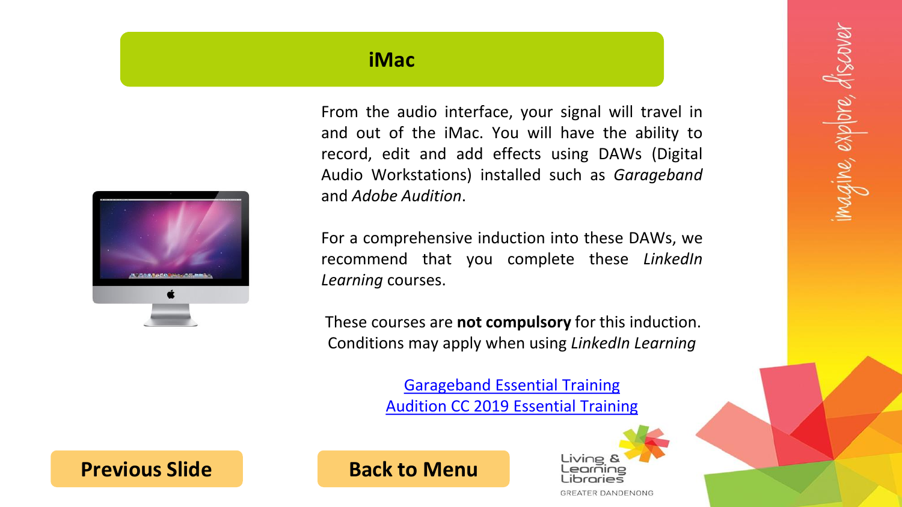# iMac

From the audio interface, your signal will travel in and out of the iMac. You will have the ability to record, edit and add effects using DAWs (Digital Audio Workstations) installed such as *Garageband* and *Adobe Audition*.

For a comprehensive induction into these DAWs, we recommend that you complete these *LinkedIn Learning* courses.

These courses are **not compulsory** for this induction. Conditions may apply when using *LinkedIn Learning*

Garageband Essential Training
Audition CC 2019 Essential Training

**Previous Slide** **Back to Menu**

Living & Learning Libraries
GREATER DANDENONG

imagine, explore, discover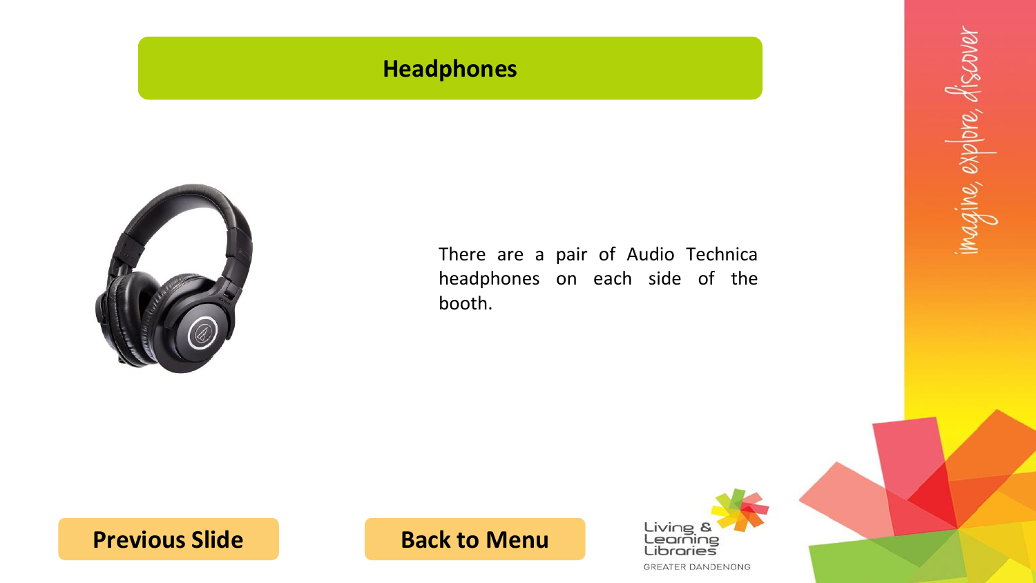# Headphones

There are a pair of Audio Technica headphones on each side of the booth.

Previous Slide

Back to Menu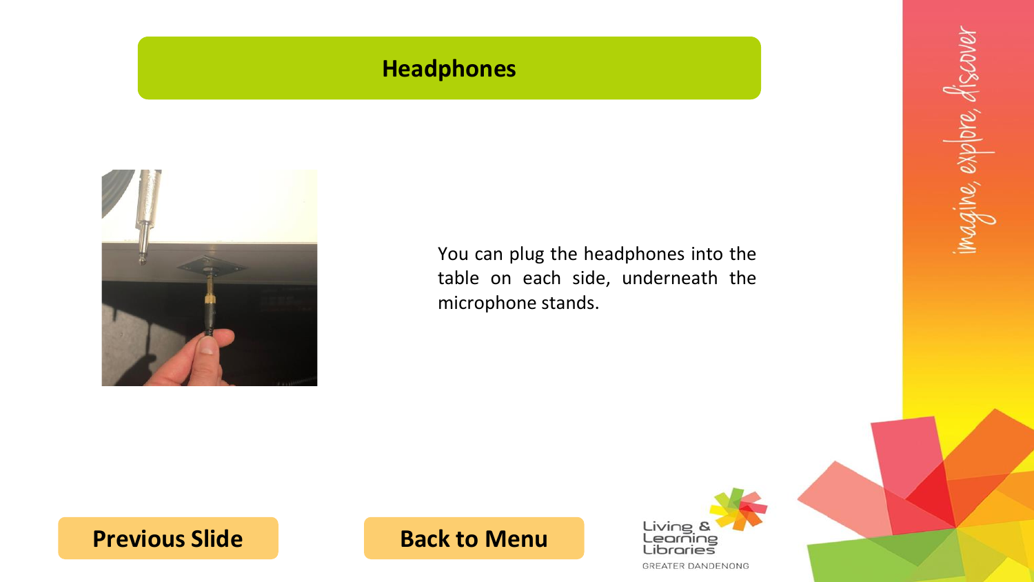# Headphones

You can plug the headphones into the table on each side, underneath the microphone stands.

**Previous Slide**

**Back to Menu**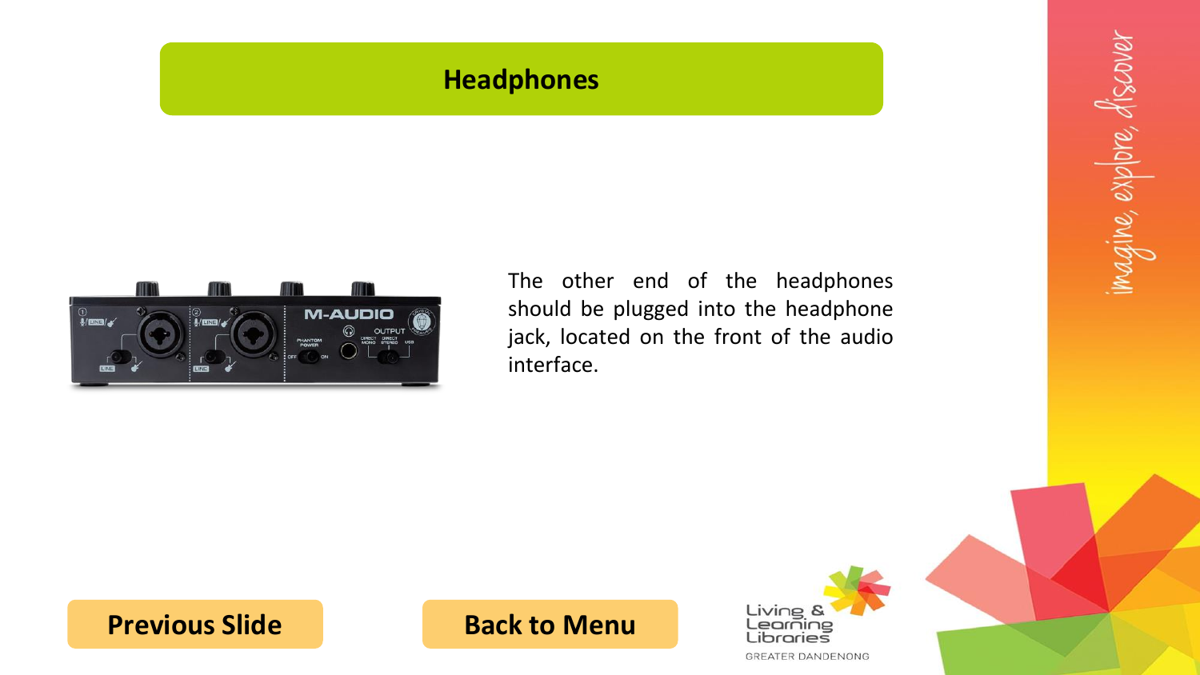# Headphones

The other end of the headphones should be plugged into the headphone jack, located on the front of the audio interface.

**Previous Slide**

**Back to Menu**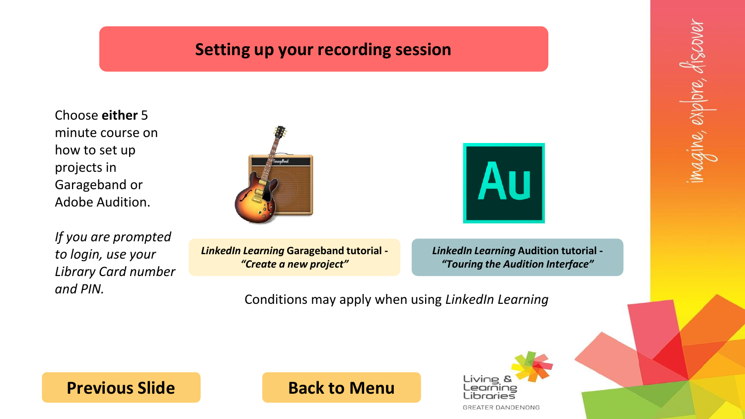# Setting up your recording session

Choose **either** 5 minute course on how to set up projects in Garageband or Adobe Audition.

*If you are prompted to login, use your Library Card number and PIN.*

***LinkedIn Learning* Garageband tutorial - *"Create a new project"***

***LinkedIn Learning* Audition tutorial - *"Touring the Audition Interface"***

Conditions may apply when using *LinkedIn Learning*

**Previous Slide**

**Back to Menu**

imagine, explore, discover

Living & Learning Libraries
GREATER DANDENONG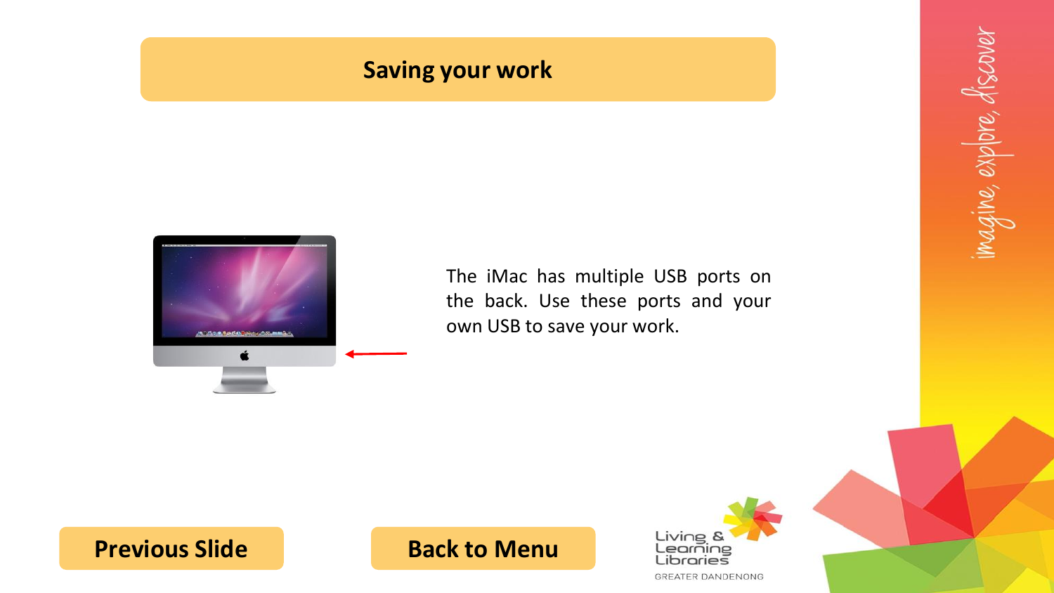## Saving your work

The iMac has multiple USB ports on the back. Use these ports and your own USB to save your work.

**Previous Slide**

**Back to Menu**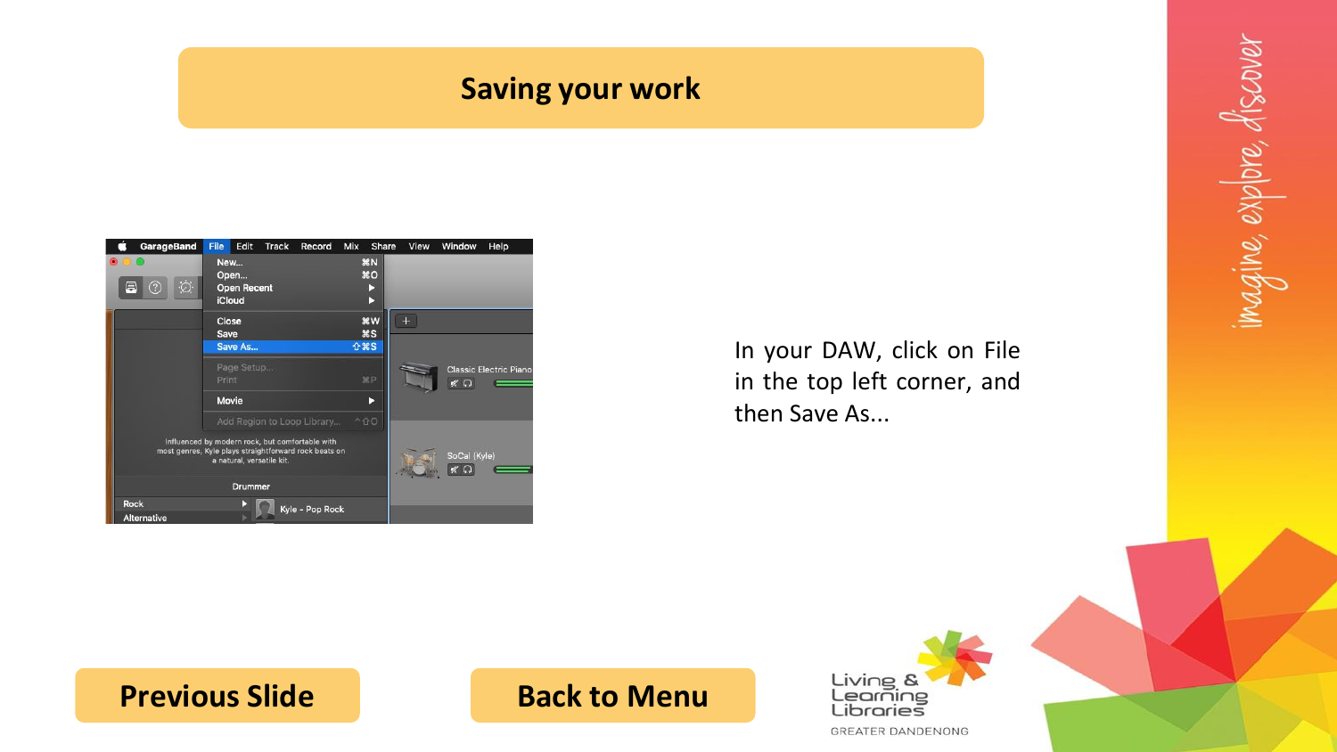# Saving your work

In your DAW, click on File in the top left corner, and then Save As...

Previous Slide

Back to Menu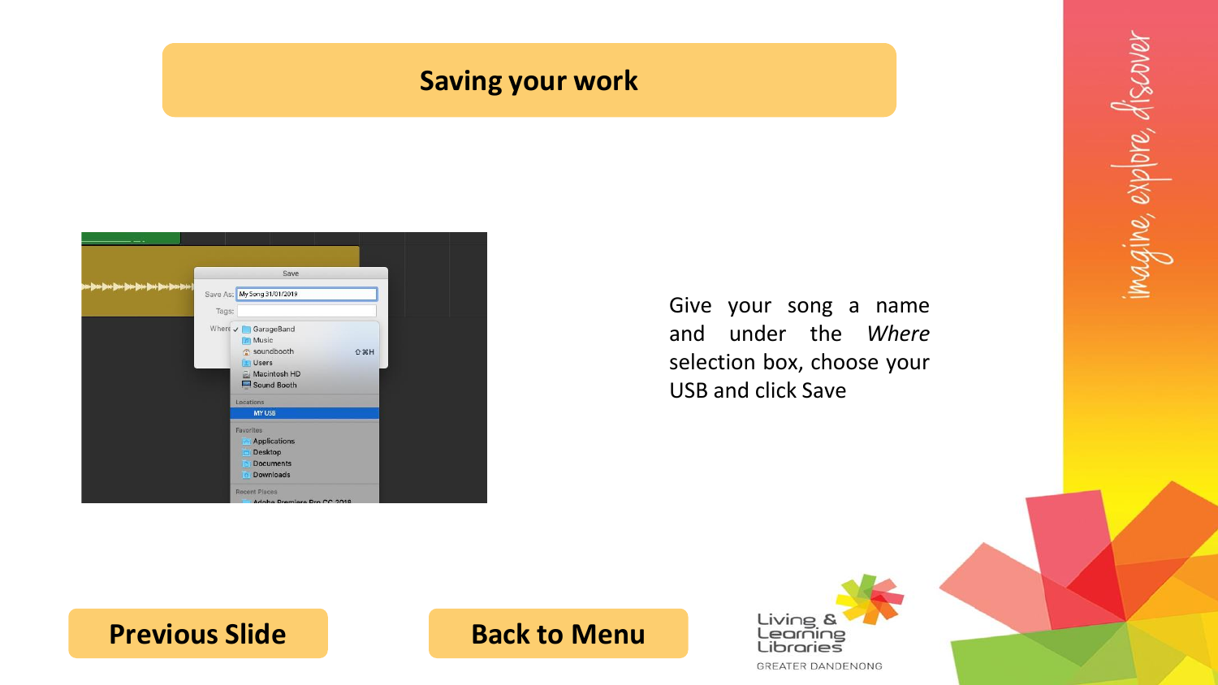# Saving your work

Give your song a name and under the *Where* selection box, choose your USB and click Save

Previous Slide

Back to Menu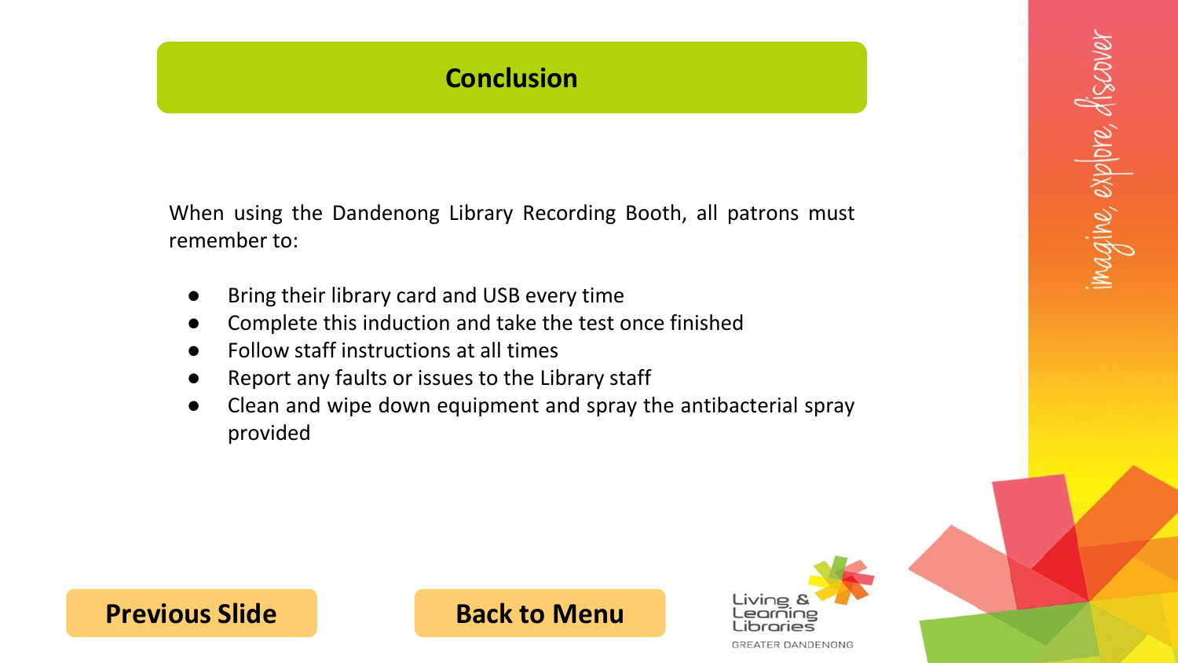# Conclusion

When using the Dandenong Library Recording Booth, all patrons must remember to:

- Bring their library card and USB every time
- Complete this induction and take the test once finished
- Follow staff instructions at all times
- Report any faults or issues to the Library staff
- Clean and wipe down equipment and spray the antibacterial spray provided

**Previous Slide**

**Back to Menu**

Living & Learning Libraries
GREATER DANDENONG

imagine, explore, discover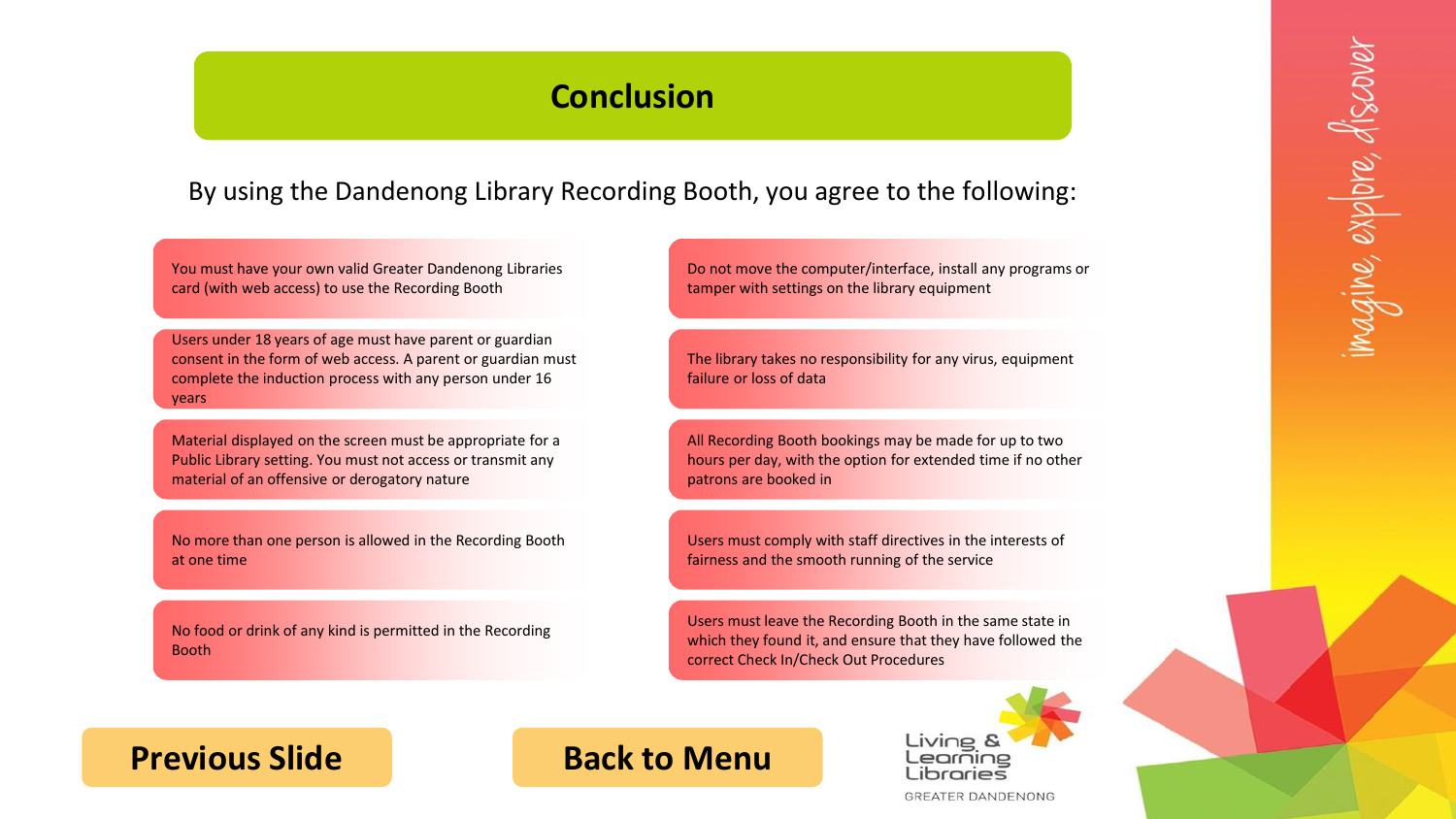# Conclusion

By using the Dandenong Library Recording Booth, you agree to the following:

- You must have your own valid Greater Dandenong Libraries card (with web access) to use the Recording Booth
- Users under 18 years of age must have parent or guardian consent in the form of web access. A parent or guardian must complete the induction process with any person under 16 years
- Material displayed on the screen must be appropriate for a Public Library setting. You must not access or transmit any material of an offensive or derogatory nature
- No more than one person is allowed in the Recording Booth at one time
- No food or drink of any kind is permitted in the Recording Booth
- Do not move the computer/interface, install any programs or tamper with settings on the library equipment
- The library takes no responsibility for any virus, equipment failure or loss of data
- All Recording Booth bookings may be made for up to two hours per day, with the option for extended time if no other patrons are booked in
- Users must comply with staff directives in the interests of fairness and the smooth running of the service
- Users must leave the Recording Booth in the same state in which they found it, and ensure that they have followed the correct Check In/Check Out Procedures

**Previous Slide** | **Back to Menu**

Living & Learning Libraries
GREATER DANDENONG

imagine, explore, discover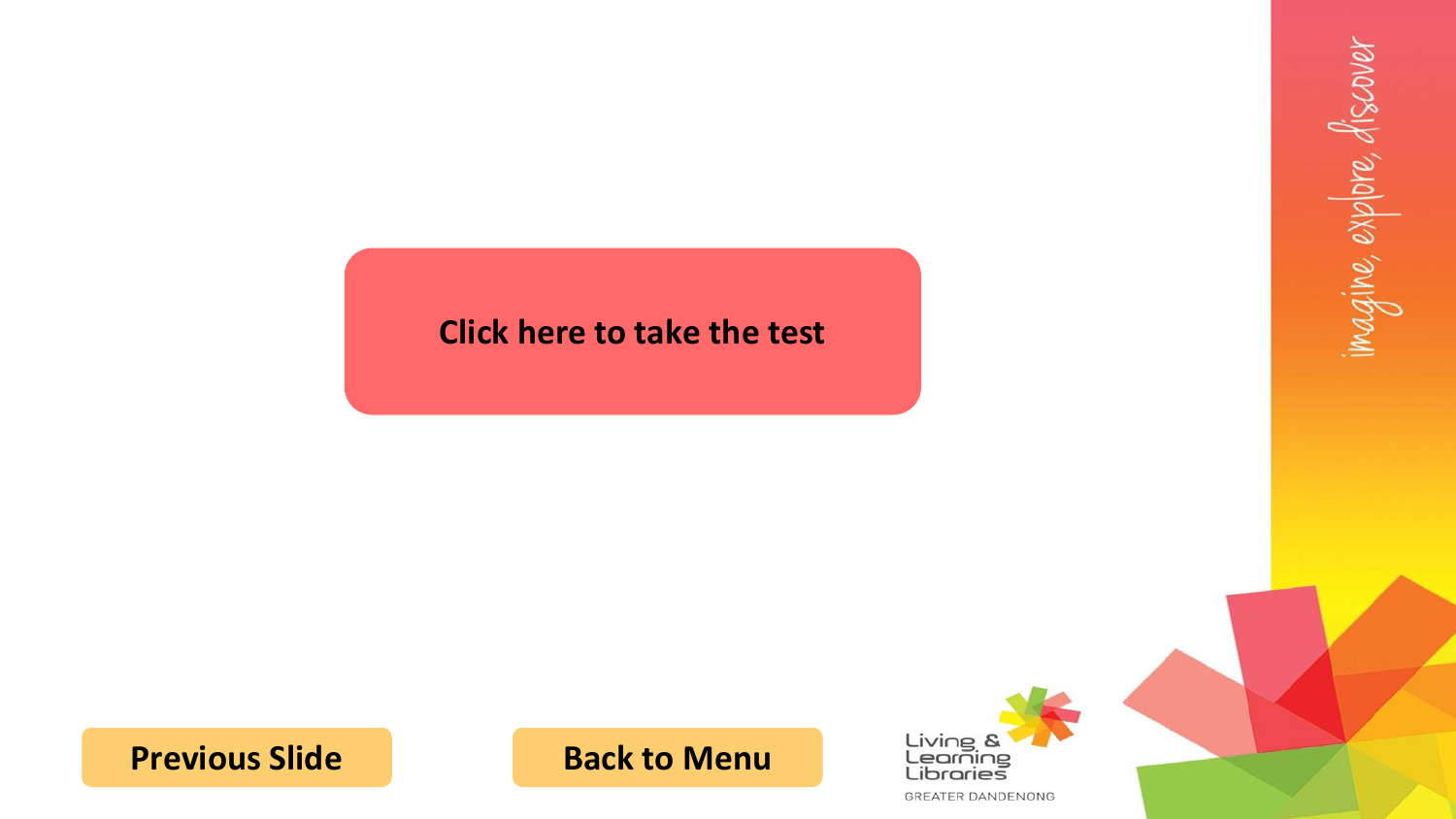**Click here to take the test**

**Previous Slide**

**Back to Menu**